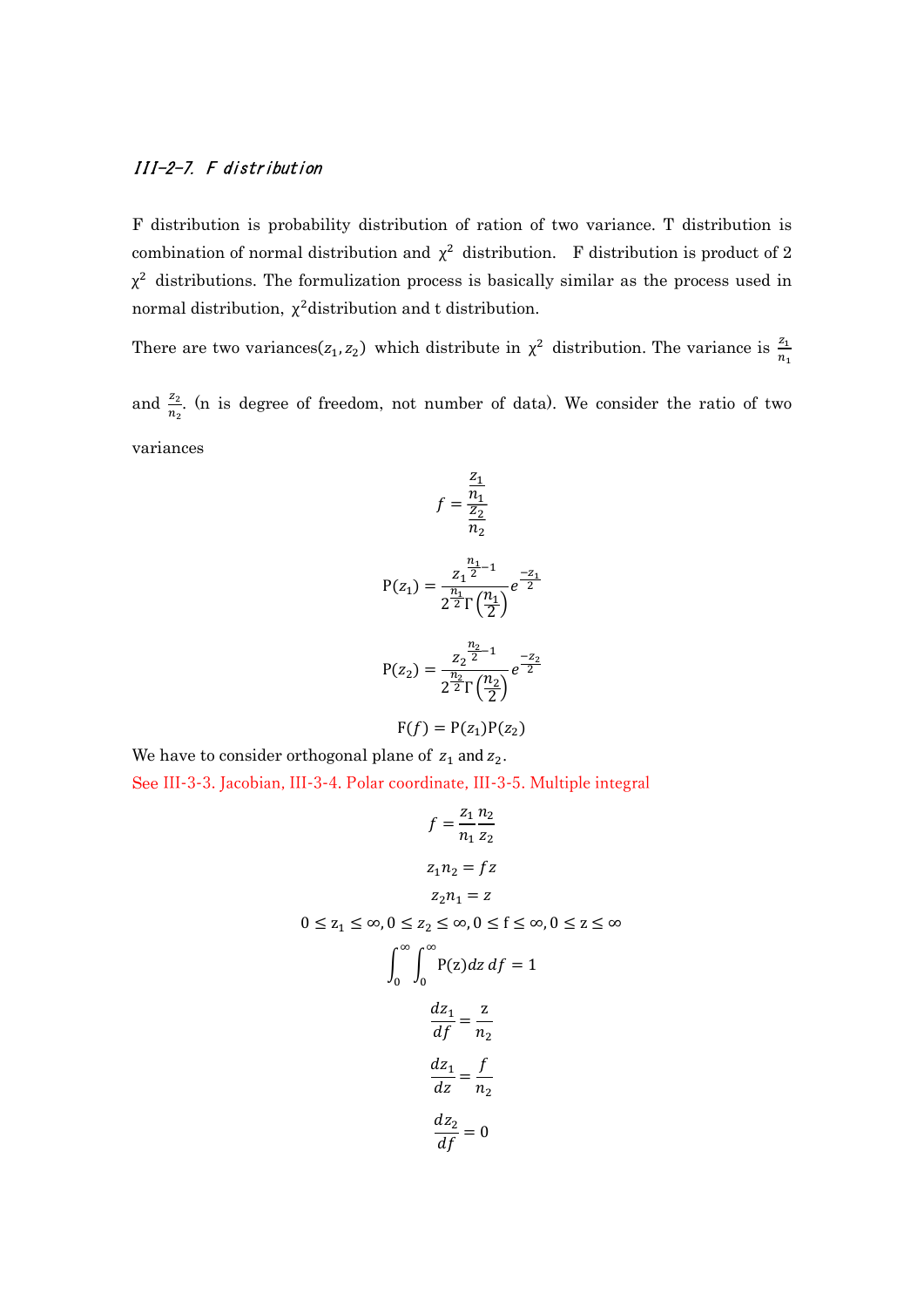### *III-2-7. F distribution*

F distribution is probability distribution of ration of two variance. T distribution is combination of normal distribution and $\chi^2$ distribution. F distribution is product of 2 $\chi^2$ distributions. The formulization process is basically similar as the process used in normal distribution, $\chi^2$distribution and t distribution.

There are two variances($z_1, z_2$) which distribute in $\chi^2$ distribution. The variance is $\frac{z_1}{n_1}$ and $\frac{z_2}{n_2}$. (n is degree of freedom, not number of data). We consider the ratio of two variances

$$f = \frac{\frac{z_1}{n_1}}{\frac{z_2}{n_2}}$$

$$\mathrm{P}(z_1) = \frac{{z_1}^{\frac{n_1}{2}-1}}{2^{\frac{n_1}{2}}\Gamma\left(\frac{n_1}{2}\right)} e^{\frac{-z_1}{2}}$$

$$\mathrm{P}(z_2) = \frac{{z_2}^{\frac{n_2}{2}-1}}{2^{\frac{n_2}{2}}\Gamma\left(\frac{n_2}{2}\right)} e^{\frac{-z_2}{2}}$$

$$\mathrm{F}(f) = \mathrm{P}(z_1)\mathrm{P}(z_2)$$

We have to consider orthogonal plane of $z_1$ and $z_2$.

See III-3-3. Jacobian, III-3-4. Polar coordinate, III-3-5. Multiple integral

$$f = \frac{z_1}{n_1}\frac{n_2}{z_2}$$

$$z_1 n_2 = fz$$

$$z_2 n_1 = z$$

$$0 \leq z_1 \leq \infty, 0 \leq z_2 \leq \infty, 0 \leq f \leq \infty, 0 \leq z \leq \infty$$

$$\int_0^\infty \int_0^\infty \mathrm{P}(z) dz\, df = 1$$

$$\frac{dz_1}{df} = \frac{z}{n_2}$$

$$\frac{dz_1}{dz} = \frac{f}{n_2}$$

$$\frac{dz_2}{df} = 0$$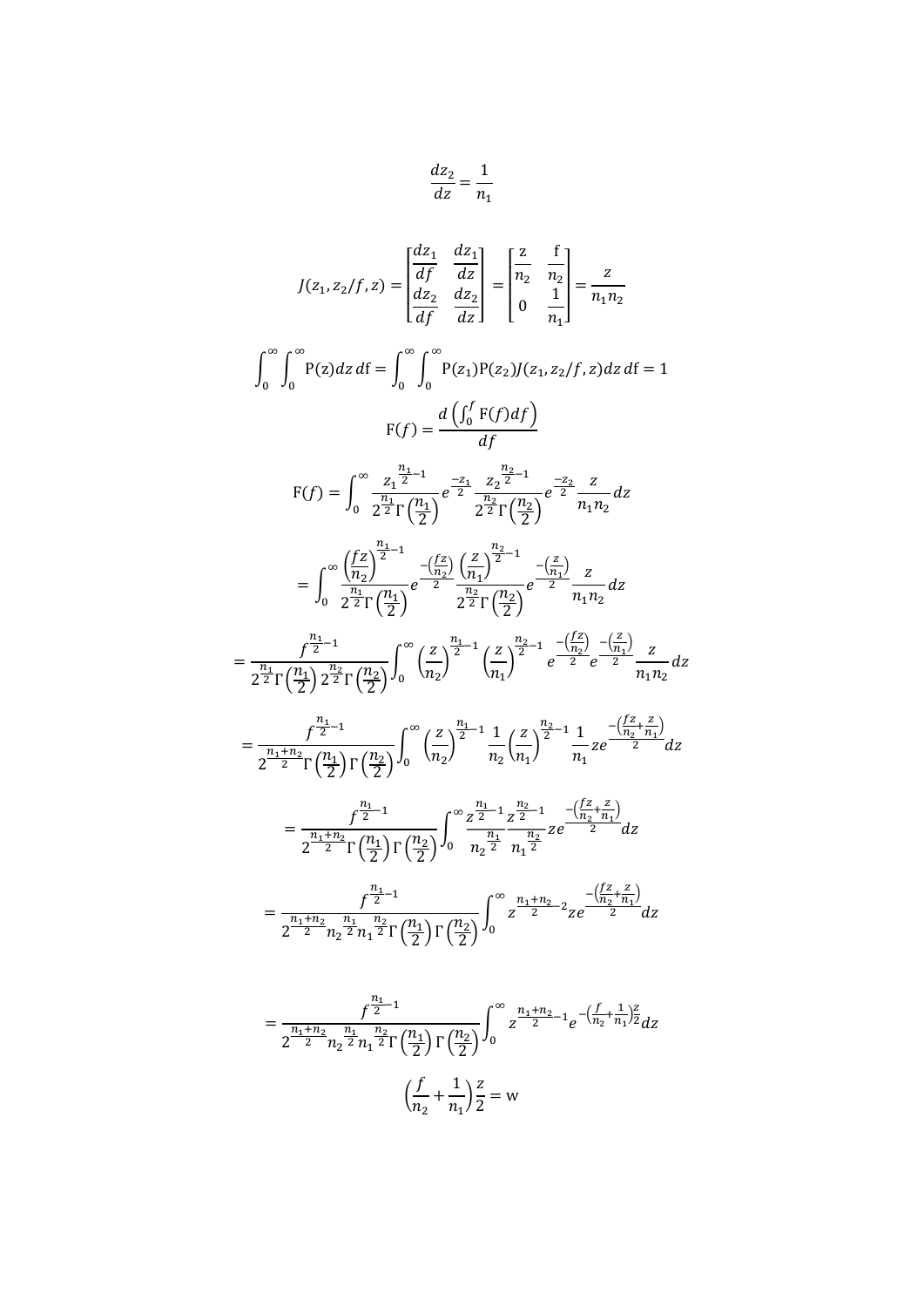$$\frac{dz_2}{dz} = \frac{1}{n_1}$$

$$J(z_1, z_2/f, z) = \begin{bmatrix} \frac{dz_1}{df} & \frac{dz_1}{dz} \\ \frac{dz_2}{df} & \frac{dz_2}{dz} \end{bmatrix} = \begin{bmatrix} \frac{z}{n_2} & \frac{f}{n_2} \\ 0 & \frac{1}{n_1} \end{bmatrix} = \frac{z}{n_1 n_2}$$

$$\int_0^\infty \int_0^\infty \mathrm{P}(z) dz\, df = \int_0^\infty \int_0^\infty \mathrm{P}(z_1)\mathrm{P}(z_2) J(z_1, z_2/f, z) dz\, df = 1$$

$$\mathrm{F}(f) = \frac{d\left(\int_0^f \mathrm{F}(f) df\right)}{df}$$

$$\mathrm{F}(f) = \int_0^\infty \frac{z_1^{\frac{n_1}{2}-1}}{2^{\frac{n_1}{2}}\Gamma\left(\frac{n_1}{2}\right)} e^{\frac{-z_1}{2}} \frac{z_2^{\frac{n_2}{2}-1}}{2^{\frac{n_2}{2}}\Gamma\left(\frac{n_2}{2}\right)} e^{\frac{-z_2}{2}} \frac{z}{n_1 n_2} dz$$

$$= \int_0^\infty \frac{\left(\frac{fz}{n_2}\right)^{\frac{n_1}{2}-1}}{2^{\frac{n_1}{2}}\Gamma\left(\frac{n_1}{2}\right)} e^{\frac{-\left(\frac{fz}{n_2}\right)}{2}} \frac{\left(\frac{z}{n_1}\right)^{\frac{n_2}{2}-1}}{2^{\frac{n_2}{2}}\Gamma\left(\frac{n_2}{2}\right)} e^{\frac{-\left(\frac{z}{n_1}\right)}{2}} \frac{z}{n_1 n_2} dz$$

$$= \frac{f^{\frac{n_1}{2}-1}}{2^{\frac{n_1}{2}}\Gamma\left(\frac{n_1}{2}\right) 2^{\frac{n_2}{2}}\Gamma\left(\frac{n_2}{2}\right)} \int_0^\infty \left(\frac{z}{n_2}\right)^{\frac{n_1}{2}-1} \left(\frac{z}{n_1}\right)^{\frac{n_2}{2}-1} e^{\frac{-\left(\frac{fz}{n_2}\right)}{2}} e^{\frac{-\left(\frac{z}{n_1}\right)}{2}} \frac{z}{n_1 n_2} dz$$

$$= \frac{f^{\frac{n_1}{2}-1}}{2^{\frac{n_1+n_2}{2}}\Gamma\left(\frac{n_1}{2}\right)\Gamma\left(\frac{n_2}{2}\right)} \int_0^\infty \left(\frac{z}{n_2}\right)^{\frac{n_1}{2}-1} \frac{1}{n_2} \left(\frac{z}{n_1}\right)^{\frac{n_2}{2}-1} \frac{1}{n_1} z e^{\frac{-\left(\frac{fz}{n_2}+\frac{z}{n_1}\right)}{2}} dz$$

$$= \frac{f^{\frac{n_1}{2}-1}}{2^{\frac{n_1+n_2}{2}}\Gamma\left(\frac{n_1}{2}\right)\Gamma\left(\frac{n_2}{2}\right)} \int_0^\infty \frac{z^{\frac{n_1}{2}-1}}{n_2^{\frac{n_1}{2}}} \frac{z^{\frac{n_2}{2}-1}}{n_1^{\frac{n_2}{2}}} z e^{\frac{-\left(\frac{fz}{n_2}+\frac{z}{n_1}\right)}{2}} dz$$

$$= \frac{f^{\frac{n_1}{2}-1}}{2^{\frac{n_1+n_2}{2}} n_2^{\frac{n_1}{2}} n_1^{\frac{n_2}{2}} \Gamma\left(\frac{n_1}{2}\right)\Gamma\left(\frac{n_2}{2}\right)} \int_0^\infty z^{\frac{n_1+n_2}{2}-2} z e^{\frac{-\left(\frac{fz}{n_2}+\frac{z}{n_1}\right)}{2}} dz$$

$$= \frac{f^{\frac{n_1}{2}-1}}{2^{\frac{n_1+n_2}{2}} n_2^{\frac{n_1}{2}} n_1^{\frac{n_2}{2}} \Gamma\left(\frac{n_1}{2}\right)\Gamma\left(\frac{n_2}{2}\right)} \int_0^\infty z^{\frac{n_1+n_2}{2}-1} e^{-\left(\frac{f}{n_2}+\frac{1}{n_1}\right)\frac{z}{2}} dz$$

$$\left(\frac{f}{n_2} + \frac{1}{n_1}\right)\frac{z}{2} = \mathrm{w}$$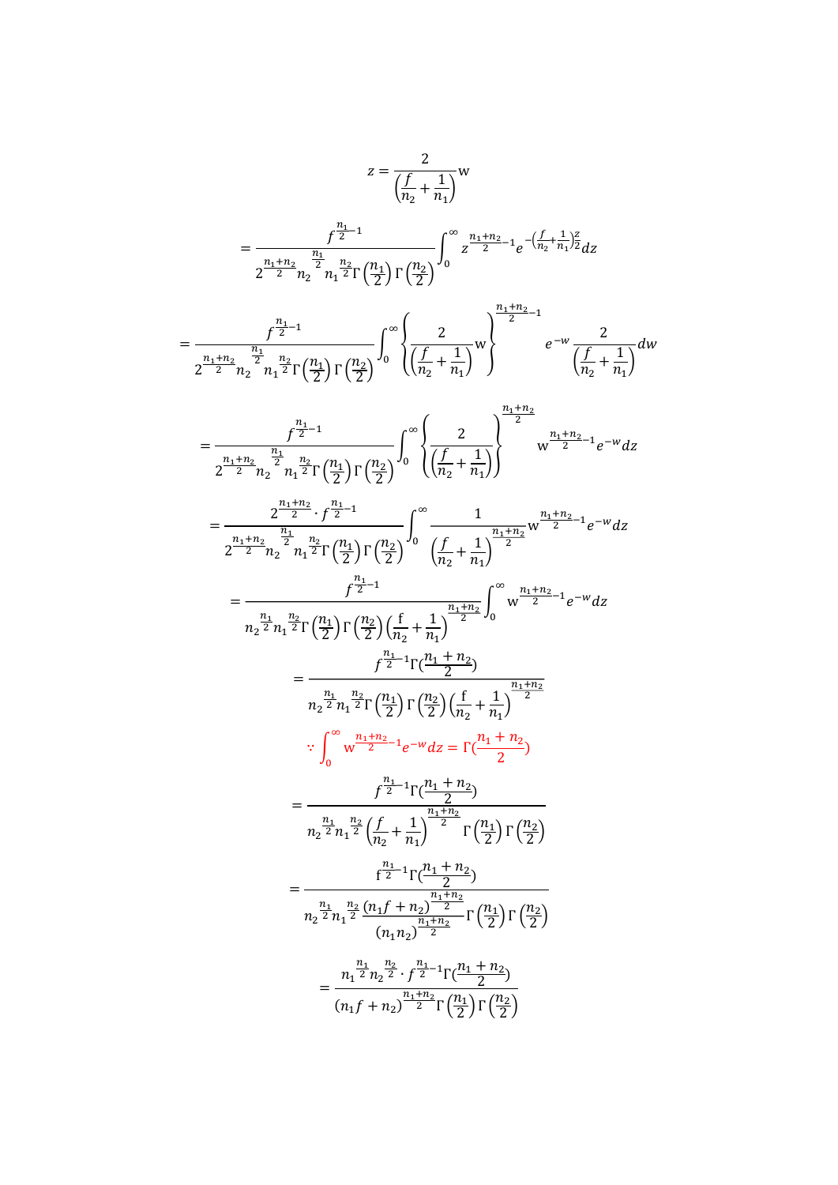$$z = \frac{2}{\left(\frac{f}{n_2} + \frac{1}{n_1}\right)} \mathrm{w}$$

$$= \frac{f^{\frac{n_1}{2}-1}}{2^{\frac{n_1+n_2}{2}} n_2^{\frac{n_1}{2}} n_1^{\frac{n_2}{2}} \Gamma\left(\frac{n_1}{2}\right) \Gamma\left(\frac{n_2}{2}\right)} \int_0^\infty z^{\frac{n_1+n_2}{2}-1} e^{-\left(\frac{f}{n_2}+\frac{1}{n_1}\right)\frac{z}{2}} dz$$

$$= \frac{f^{\frac{n_1}{2}-1}}{2^{\frac{n_1+n_2}{2}} n_2^{\frac{n_1}{2}} n_1^{\frac{n_2}{2}} \Gamma\left(\frac{n_1}{2}\right) \Gamma\left(\frac{n_2}{2}\right)} \int_0^\infty \left\{ \frac{2}{\left(\frac{f}{n_2} + \frac{1}{n_1}\right)} \mathrm{w} \right\}^{\frac{n_1+n_2}{2}-1} e^{-w} \frac{2}{\left(\frac{f}{n_2} + \frac{1}{n_1}\right)} dw$$

$$= \frac{f^{\frac{n_1}{2}-1}}{2^{\frac{n_1+n_2}{2}} n_2^{\frac{n_1}{2}} n_1^{\frac{n_2}{2}} \Gamma\left(\frac{n_1}{2}\right) \Gamma\left(\frac{n_2}{2}\right)} \int_0^\infty \left\{ \frac{2}{\left(\frac{f}{n_2} + \frac{1}{n_1}\right)} \right\}^{\frac{n_1+n_2}{2}} \mathrm{w}^{\frac{n_1+n_2}{2}-1} e^{-w} dz$$

$$= \frac{2^{\frac{n_1+n_2}{2}} \cdot f^{\frac{n_1}{2}-1}}{2^{\frac{n_1+n_2}{2}} n_2^{\frac{n_1}{2}} n_1^{\frac{n_2}{2}} \Gamma\left(\frac{n_1}{2}\right) \Gamma\left(\frac{n_2}{2}\right)} \int_0^\infty \frac{1}{\left(\frac{f}{n_2} + \frac{1}{n_1}\right)^{\frac{n_1+n_2}{2}}} \mathrm{w}^{\frac{n_1+n_2}{2}-1} e^{-w} dz$$

$$= \frac{f^{\frac{n_1}{2}-1}}{n_2^{\frac{n_1}{2}} n_1^{\frac{n_2}{2}} \Gamma\left(\frac{n_1}{2}\right) \Gamma\left(\frac{n_2}{2}\right) \left(\frac{\mathrm{f}}{n_2} + \frac{1}{n_1}\right)^{\frac{n_1+n_2}{2}}} \int_0^\infty \mathrm{w}^{\frac{n_1+n_2}{2}-1} e^{-w} dz$$

$$= \frac{f^{\frac{n_1}{2}-1} \Gamma\left(\frac{n_1+n_2}{2}\right)}{n_2^{\frac{n_1}{2}} n_1^{\frac{n_2}{2}} \Gamma\left(\frac{n_1}{2}\right) \Gamma\left(\frac{n_2}{2}\right) \left(\frac{\mathrm{f}}{n_2} + \frac{1}{n_1}\right)^{\frac{n_1+n_2}{2}}}$$

$$\because \int_0^\infty \mathrm{w}^{\frac{n_1+n_2}{2}-1} e^{-w} dz = \Gamma\left(\frac{n_1+n_2}{2}\right)$$

$$= \frac{f^{\frac{n_1}{2}-1} \Gamma\left(\frac{n_1+n_2}{2}\right)}{n_2^{\frac{n_1}{2}} n_1^{\frac{n_2}{2}} \left(\frac{f}{n_2} + \frac{1}{n_1}\right)^{\frac{n_1+n_2}{2}} \Gamma\left(\frac{n_1}{2}\right) \Gamma\left(\frac{n_2}{2}\right)}$$

$$= \frac{\mathrm{f}^{\frac{n_1}{2}-1} \Gamma\left(\frac{n_1+n_2}{2}\right)}{n_2^{\frac{n_1}{2}} n_1^{\frac{n_2}{2}} \frac{(n_1 f + n_2)^{\frac{n_1+n_2}{2}}}{(n_1 n_2)^{\frac{n_1+n_2}{2}}} \Gamma\left(\frac{n_1}{2}\right) \Gamma\left(\frac{n_2}{2}\right)}$$

$$= \frac{n_1^{\frac{n_1}{2}} n_2^{\frac{n_2}{2}} \cdot f^{\frac{n_1}{2}-1} \Gamma\left(\frac{n_1+n_2}{2}\right)}{(n_1 f + n_2)^{\frac{n_1+n_2}{2}} \Gamma\left(\frac{n_1}{2}\right) \Gamma\left(\frac{n_2}{2}\right)}$$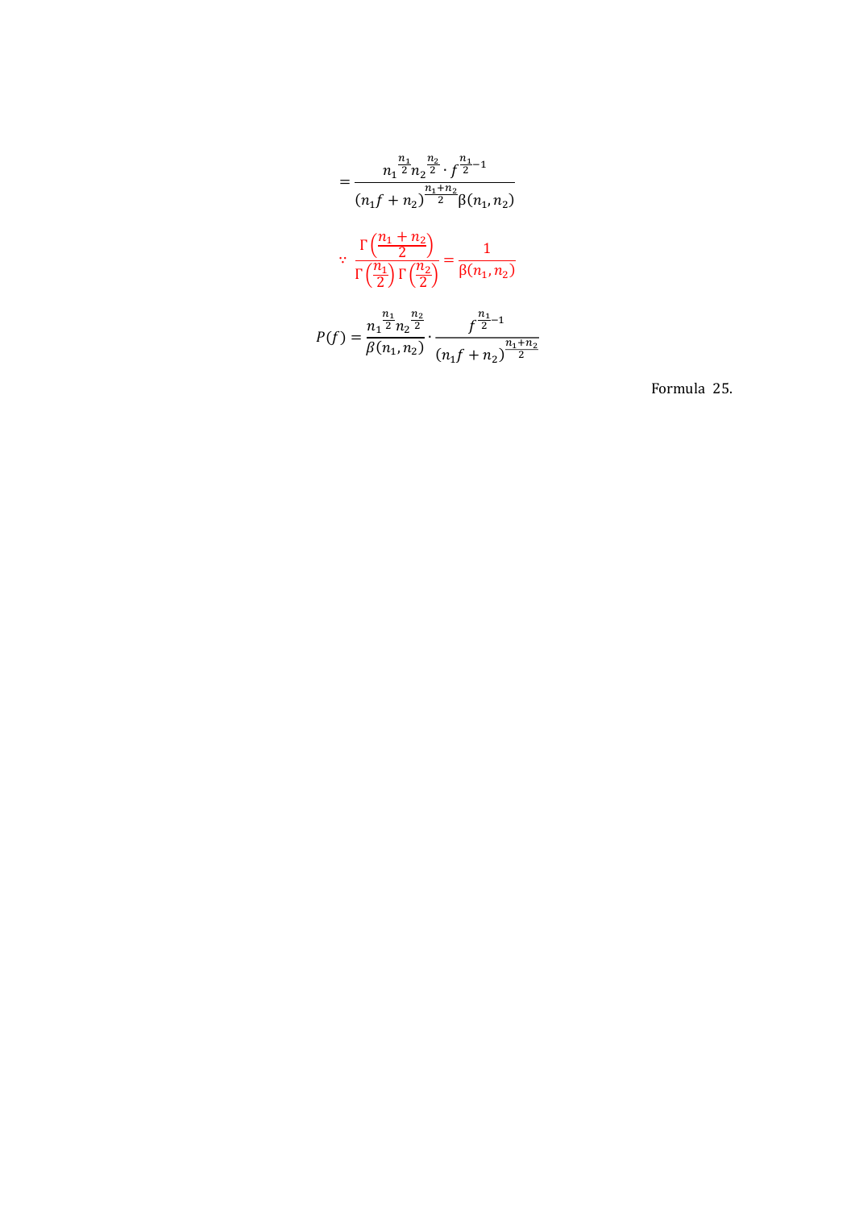$$= \frac{n_1^{\frac{n_1}{2}} n_2^{\frac{n_2}{2}} \cdot f^{\frac{n_1}{2}-1}}{(n_1 f + n_2)^{\frac{n_1+n_2}{2}} \beta(n_1, n_2)}$$

$$\because \frac{\Gamma\left(\frac{n_1 + n_2}{2}\right)}{\Gamma\left(\frac{n_1}{2}\right)\Gamma\left(\frac{n_2}{2}\right)} = \frac{1}{\beta(n_1, n_2)}$$

$$P(f) = \frac{n_1^{\frac{n_1}{2}} n_2^{\frac{n_2}{2}}}{\beta(n_1, n_2)} \cdot \frac{f^{\frac{n_1}{2}-1}}{(n_1 f + n_2)^{\frac{n_1+n_2}{2}}}$$

Formula 25.